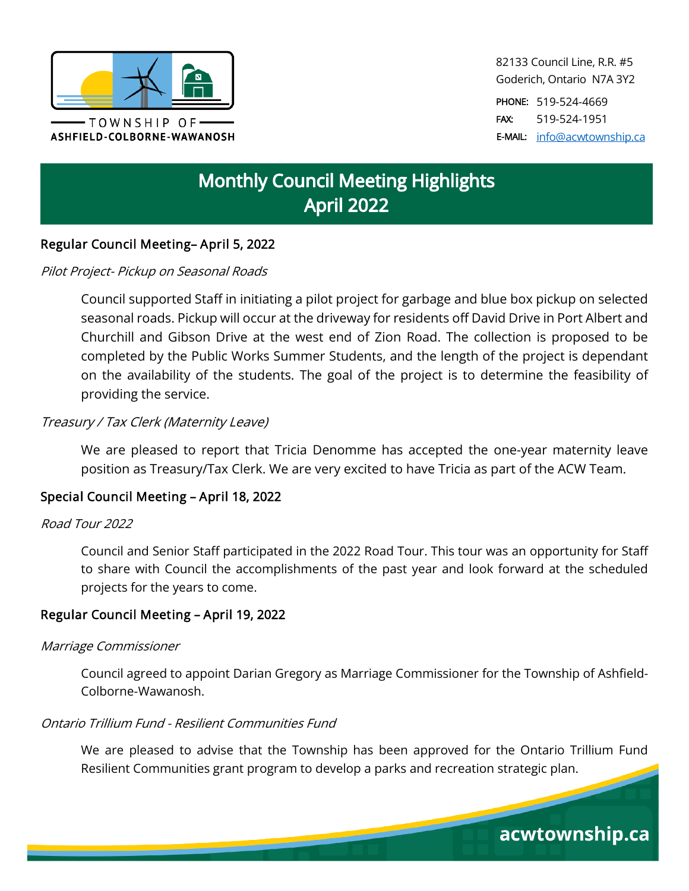TOWNSHIP OF ASHFIELD-COLBORNE-WAWANOSH

82133 Council Line, R.R. #5
Goderich, Ontario N7A 3Y2

PHONE: 519-524-4669
FAX: 519-524-1951
E-MAIL: info@acwtownship.ca

# Monthly Council Meeting Highlights April 2022

## Regular Council Meeting– April 5, 2022

*Pilot Project- Pickup on Seasonal Roads*

Council supported Staff in initiating a pilot project for garbage and blue box pickup on selected seasonal roads. Pickup will occur at the driveway for residents off David Drive in Port Albert and Churchill and Gibson Drive at the west end of Zion Road. The collection is proposed to be completed by the Public Works Summer Students, and the length of the project is dependant on the availability of the students. The goal of the project is to determine the feasibility of providing the service.

*Treasury / Tax Clerk (Maternity Leave)*

We are pleased to report that Tricia Denomme has accepted the one-year maternity leave position as Treasury/Tax Clerk. We are very excited to have Tricia as part of the ACW Team.

## Special Council Meeting – April 18, 2022

*Road Tour 2022*

Council and Senior Staff participated in the 2022 Road Tour. This tour was an opportunity for Staff to share with Council the accomplishments of the past year and look forward at the scheduled projects for the years to come.

## Regular Council Meeting – April 19, 2022

*Marriage Commissioner*

Council agreed to appoint Darian Gregory as Marriage Commissioner for the Township of Ashfield-Colborne-Wawanosh.

*Ontario Trillium Fund - Resilient Communities Fund*

We are pleased to advise that the Township has been approved for the Ontario Trillium Fund Resilient Communities grant program to develop a parks and recreation strategic plan.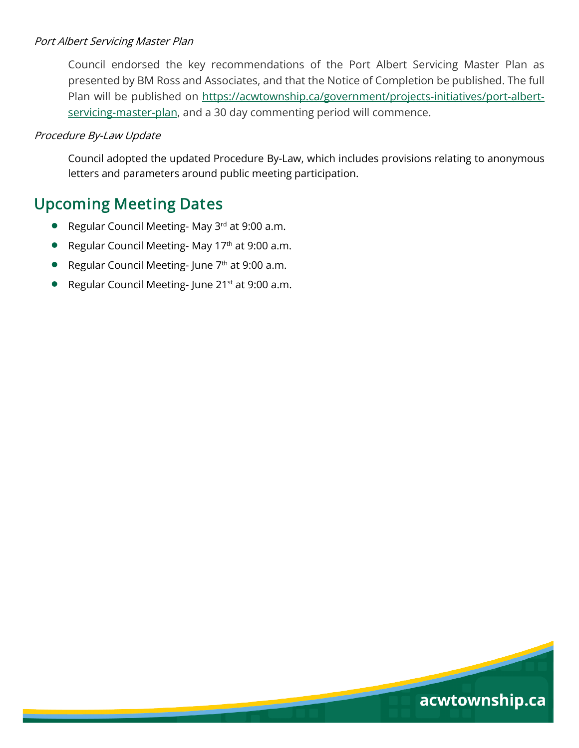*Port Albert Servicing Master Plan*

Council endorsed the key recommendations of the Port Albert Servicing Master Plan as presented by BM Ross and Associates, and that the Notice of Completion be published. The full Plan will be published on [https://acwtownship.ca/government/projects-initiatives/port-albert-servicing-master-plan](https://acwtownship.ca/government/projects-initiatives/port-albert-servicing-master-plan), and a 30 day commenting period will commence.

*Procedure By-Law Update*

Council adopted the updated Procedure By-Law, which includes provisions relating to anonymous letters and parameters around public meeting participation.

## Upcoming Meeting Dates

- Regular Council Meeting- May 3rd at 9:00 a.m.
- Regular Council Meeting- May 17th at 9:00 a.m.
- Regular Council Meeting- June 7th at 9:00 a.m.
- Regular Council Meeting- June 21st at 9:00 a.m.